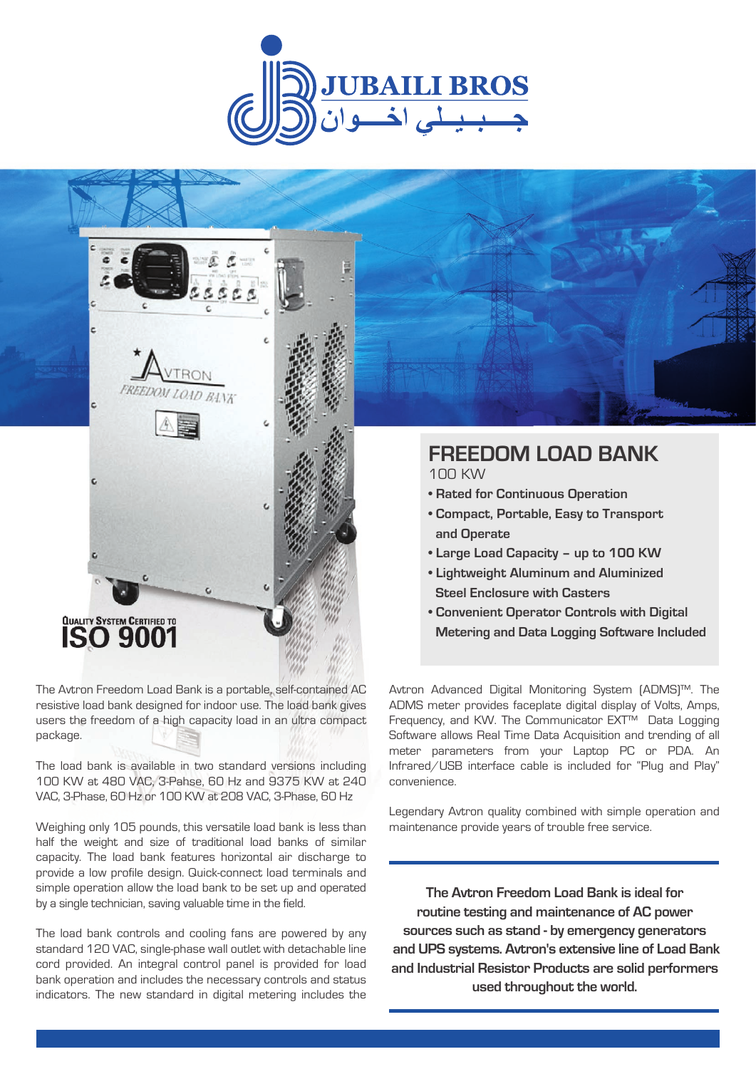JUBAILI BROS

جـــبـيــلـي اخـــوان

QUALITY SYSTEM CERTIFIED TO

**ISO 9001**

# FREEDOM LOAD BANK

100 KW

- **Rated for Continuous Operation**
- **Compact, Portable, Easy to Transport and Operate**
- **Large Load Capacity – up to 100 KW**
- **Lightweight Aluminum and Aluminized Steel Enclosure with Casters**
- **Convenient Operator Controls with Digital Metering and Data Logging Software Included**

The Avtron Freedom Load Bank is a portable, self-contained AC resistive load bank designed for indoor use. The load bank gives users the freedom of a high capacity load in an ultra compact package.

The load bank is available in two standard versions including 100 KW at 480 VAC, 3-Pahse, 60 Hz and 9375 KW at 240 VAC, 3-Phase, 60 Hz or 100 KW at 208 VAC, 3-Phase, 60 Hz

Weighing only 105 pounds, this versatile load bank is less than half the weight and size of traditional load banks of similar capacity. The load bank features horizontal air discharge to provide a low profile design. Quick-connect load terminals and simple operation allow the load bank to be set up and operated by a single technician, saving valuable time in the field.

The load bank controls and cooling fans are powered by any standard 120 VAC, single-phase wall outlet with detachable line cord provided. An integral control panel is provided for load bank operation and includes the necessary controls and status indicators. The new standard in digital metering includes the Avtron Advanced Digital Monitoring System (ADMS)™. The ADMS meter provides faceplate digital display of Volts, Amps, Frequency, and KW. The Communicator EXT™ Data Logging Software allows Real Time Data Acquisition and trending of all meter parameters from your Laptop PC or PDA. An Infrared/USB interface cable is included for "Plug and Play" convenience.

Legendary Avtron quality combined with simple operation and maintenance provide years of trouble free service.

**The Avtron Freedom Load Bank is ideal for routine testing and maintenance of AC power sources such as stand - by emergency generators and UPS systems. Avtron's extensive line of Load Bank and Industrial Resistor Products are solid performers used throughout the world.**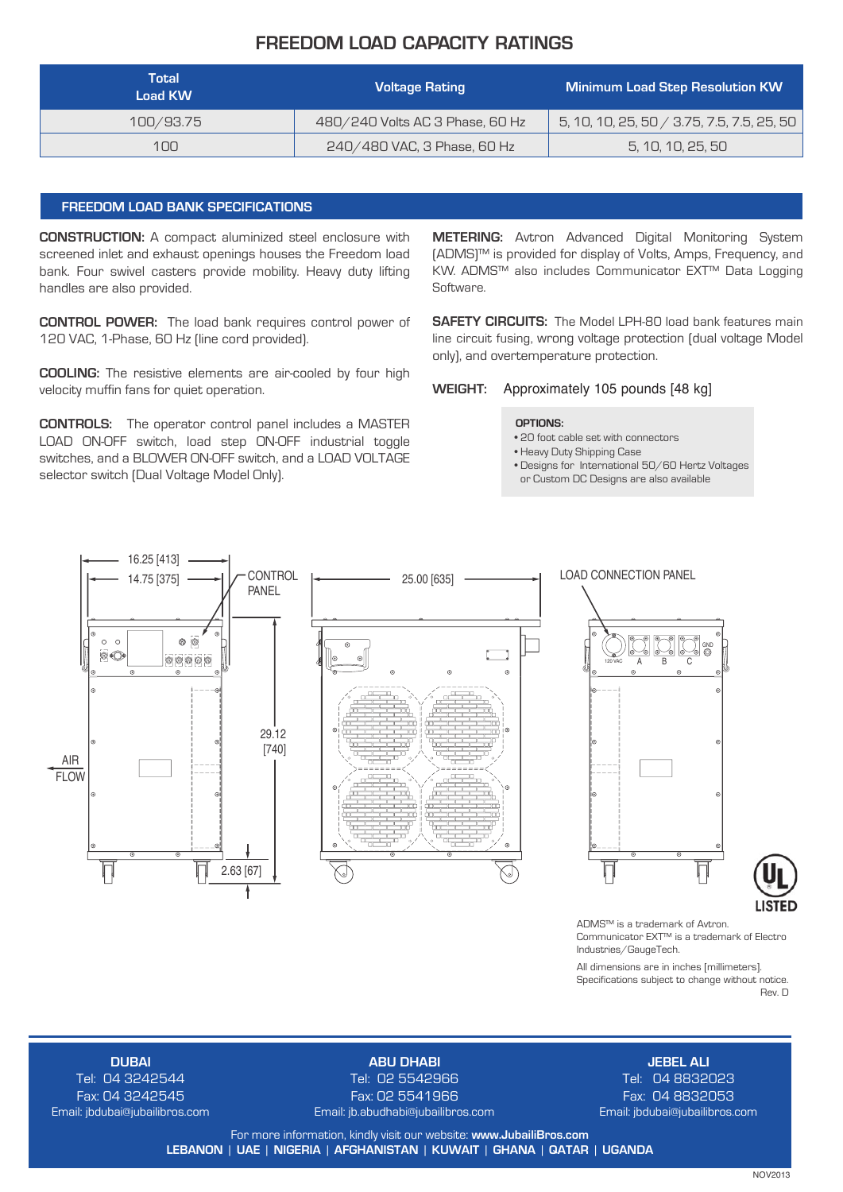# FREEDOM LOAD CAPACITY RATINGS

| Total Load KW | Voltage Rating | Minimum Load Step Resolution KW |
|---|---|---|
| 100/93.75 | 480/240 Volts AC 3 Phase, 60 Hz | 5, 10, 10, 25, 50 / 3.75, 7.5, 7.5, 25, 50 |
| 100 | 240/480 VAC, 3 Phase, 60 Hz | 5, 10, 10, 25, 50 |

## FREEDOM LOAD BANK SPECIFICATIONS

**CONSTRUCTION:** A compact aluminized steel enclosure with screened inlet and exhaust openings houses the Freedom load bank. Four swivel casters provide mobility. Heavy duty lifting handles are also provided.

**CONTROL POWER:** The load bank requires control power of 120 VAC, 1-Phase, 60 Hz (line cord provided).

**COOLING:** The resistive elements are air-cooled by four high velocity muffin fans for quiet operation.

**CONTROLS:** The operator control panel includes a MASTER LOAD ON-OFF switch, load step ON-OFF industrial toggle switches, and a BLOWER ON-OFF switch, and a LOAD VOLTAGE selector switch (Dual Voltage Model Only).

**METERING:** Avtron Advanced Digital Monitoring System (ADMS)™ is provided for display of Volts, Amps, Frequency, and KW. ADMS™ also includes Communicator EXT™ Data Logging Software.

**SAFETY CIRCUITS:** The Model LPH-80 load bank features main line circuit fusing, wrong voltage protection (dual voltage Model only), and overtemperature protection.

**WEIGHT:** Approximately 105 pounds [48 kg]

**OPTIONS:**
- 20 foot cable set with connectors
- Heavy Duty Shipping Case
- Designs for International 50/60 Hertz Voltages or Custom DC Designs are also available

16.25 [413]
14.75 [375]
CONTROL PANEL
25.00 [635]
LOAD CONNECTION PANEL
29.12 [740]
AIR FLOW
2.63 [67]
120 VAC
A
B
C
GND

UL LISTED

ADMS™ is a trademark of Avtron.
Communicator EXT™ is a trademark of Electro Industries/GaugeTech.

All dimensions are in inches [millimeters].
Specifications subject to change without notice.
Rev. D

**DUBAI**
Tel: 04 3242544
Fax: 04 3242545
Email: jbdubai@jubailibros.com

**ABU DHABI**
Tel: 02 5542966
Fax: 02 5541966
Email: jb.abudhabi@jubailibros.com

**JEBEL ALI**
Tel: 04 8832023
Fax: 04 8832053
Email: jbdubai@jubailibros.com

For more information, kindly visit our website: **www.JubailiBros.com**
**LEBANON | UAE | NIGERIA | AFGHANISTAN | KUWAIT | GHANA | QATAR | UGANDA**

NOV2013